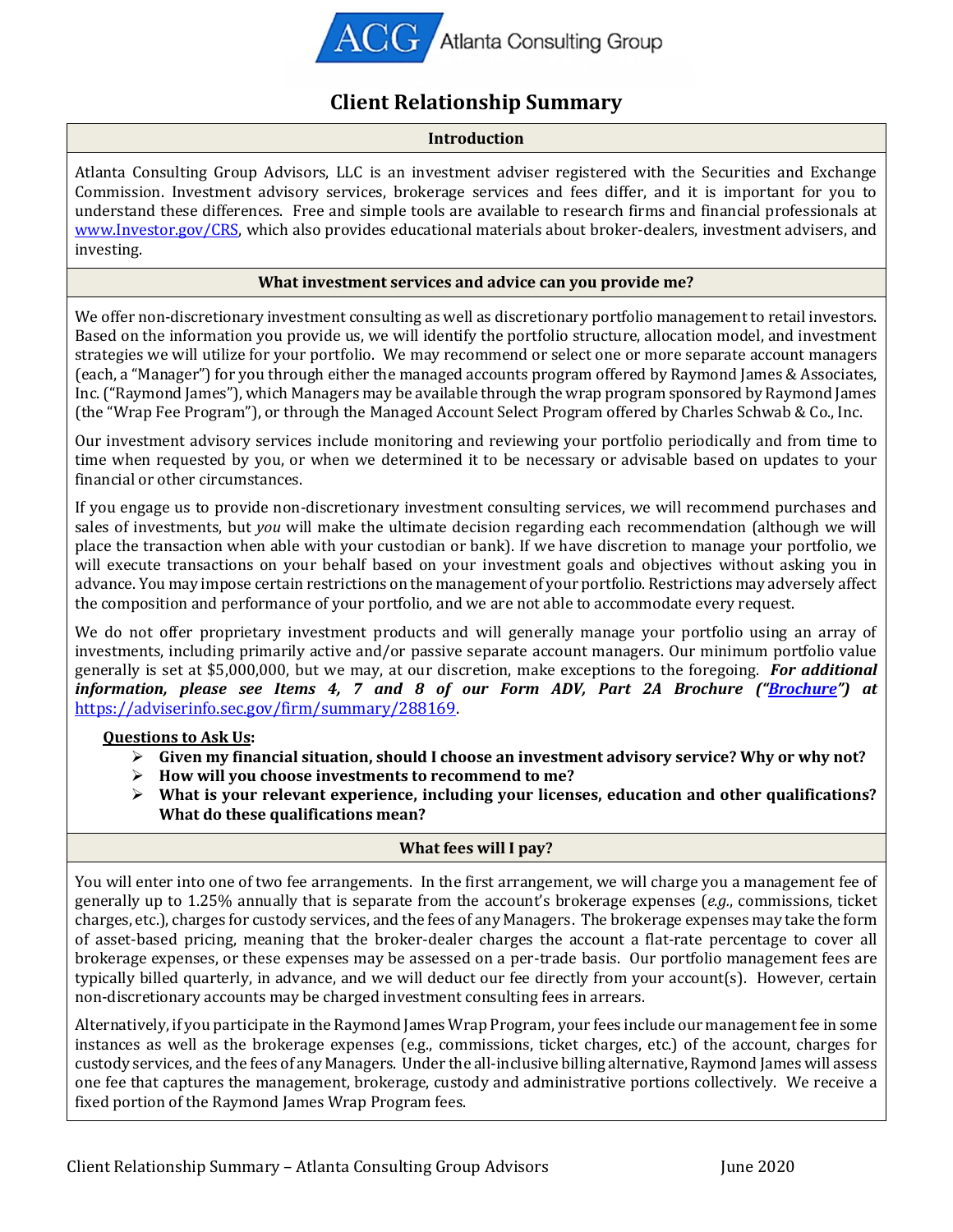ACG Atlanta Consulting Group

# Client Relationship Summary

## Introduction

Atlanta Consulting Group Advisors, LLC is an investment adviser registered with the Securities and Exchange Commission. Investment advisory services, brokerage services and fees differ, and it is important for you to understand these differences. Free and simple tools are available to research firms and financial professionals at www.Investor.gov/CRS, which also provides educational materials about broker-dealers, investment advisers, and investing.

## What investment services and advice can you provide me?

We offer non-discretionary investment consulting as well as discretionary portfolio management to retail investors. Based on the information you provide us, we will identify the portfolio structure, allocation model, and investment strategies we will utilize for your portfolio. We may recommend or select one or more separate account managers (each, a "Manager") for you through either the managed accounts program offered by Raymond James & Associates, Inc. ("Raymond James"), which Managers may be available through the wrap program sponsored by Raymond James (the "Wrap Fee Program"), or through the Managed Account Select Program offered by Charles Schwab & Co., Inc.

Our investment advisory services include monitoring and reviewing your portfolio periodically and from time to time when requested by you, or when we determined it to be necessary or advisable based on updates to your financial or other circumstances.

If you engage us to provide non-discretionary investment consulting services, we will recommend purchases and sales of investments, but *you* will make the ultimate decision regarding each recommendation (although we will place the transaction when able with your custodian or bank). If we have discretion to manage your portfolio, we will execute transactions on your behalf based on your investment goals and objectives without asking you in advance. You may impose certain restrictions on the management of your portfolio. Restrictions may adversely affect the composition and performance of your portfolio, and we are not able to accommodate every request.

We do not offer proprietary investment products and will generally manage your portfolio using an array of investments, including primarily active and/or passive separate account managers. Our minimum portfolio value generally is set at $5,000,000, but we may, at our discretion, make exceptions to the foregoing. ***For additional information, please see Items 4, 7 and 8 of our Form ADV, Part 2A Brochure ("Brochure") at*** https://adviserinfo.sec.gov/firm/summary/288169.

**Questions to Ask Us:**

- **Given my financial situation, should I choose an investment advisory service? Why or why not?**
- **How will you choose investments to recommend to me?**
- **What is your relevant experience, including your licenses, education and other qualifications? What do these qualifications mean?**

## What fees will I pay?

You will enter into one of two fee arrangements. In the first arrangement, we will charge you a management fee of generally up to 1.25% annually that is separate from the account's brokerage expenses (*e.g.*, commissions, ticket charges, etc.), charges for custody services, and the fees of any Managers. The brokerage expenses may take the form of asset-based pricing, meaning that the broker-dealer charges the account a flat-rate percentage to cover all brokerage expenses, or these expenses may be assessed on a per-trade basis. Our portfolio management fees are typically billed quarterly, in advance, and we will deduct our fee directly from your account(s). However, certain non-discretionary accounts may be charged investment consulting fees in arrears.

Alternatively, if you participate in the Raymond James Wrap Program, your fees include our management fee in some instances as well as the brokerage expenses (e.g., commissions, ticket charges, etc.) of the account, charges for custody services, and the fees of any Managers. Under the all-inclusive billing alternative, Raymond James will assess one fee that captures the management, brokerage, custody and administrative portions collectively. We receive a fixed portion of the Raymond James Wrap Program fees.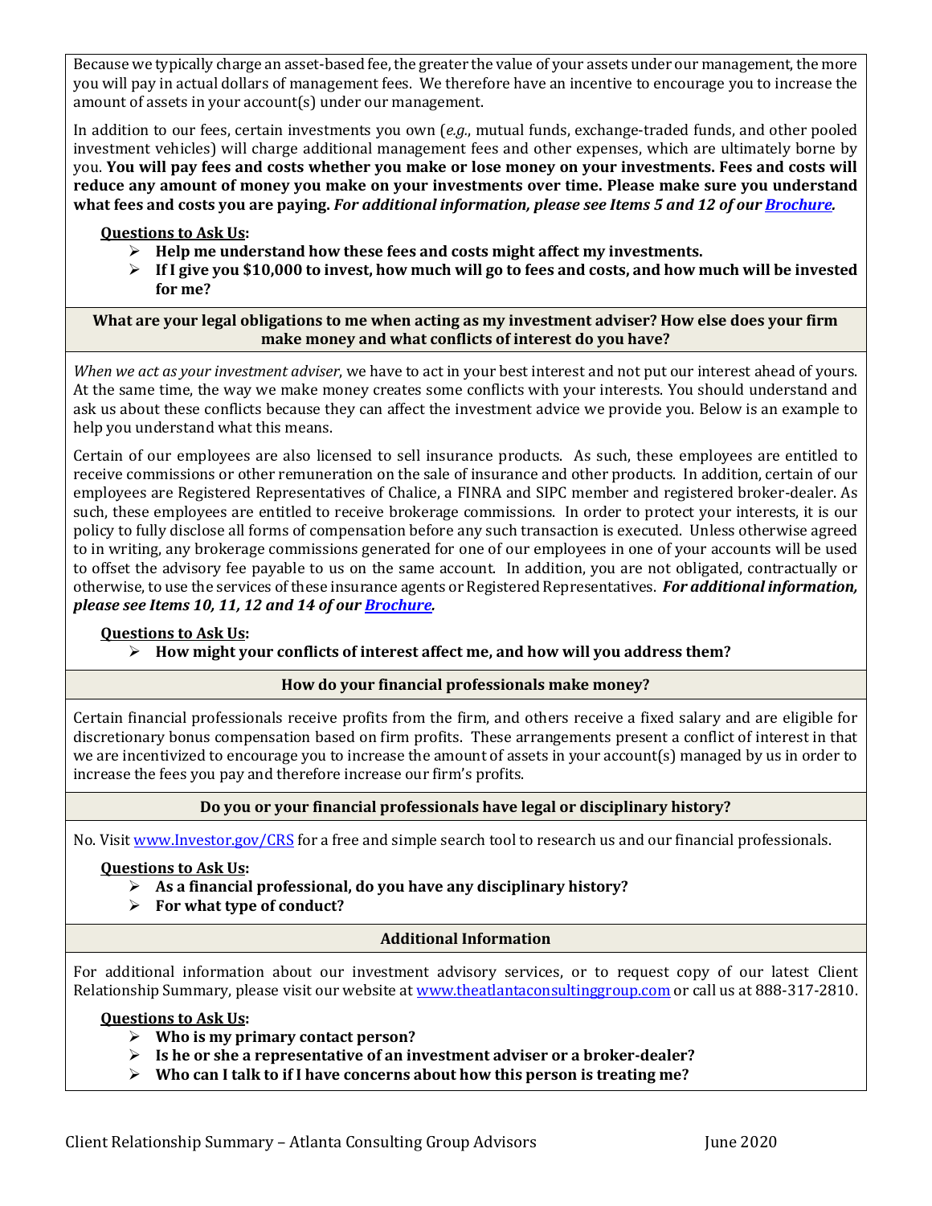Because we typically charge an asset-based fee, the greater the value of your assets under our management, the more you will pay in actual dollars of management fees. We therefore have an incentive to encourage you to increase the amount of assets in your account(s) under our management.

In addition to our fees, certain investments you own (*e.g.*, mutual funds, exchange-traded funds, and other pooled investment vehicles) will charge additional management fees and other expenses, which are ultimately borne by you. **You will pay fees and costs whether you make or lose money on your investments. Fees and costs will reduce any amount of money you make on your investments over time. Please make sure you understand what fees and costs you are paying.** ***For additional information, please see Items 5 and 12 of our Brochure.***

**Questions to Ask Us:**

- **Help me understand how these fees and costs might affect my investments.**
- **If I give you $10,000 to invest, how much will go to fees and costs, and how much will be invested for me?**

## What are your legal obligations to me when acting as my investment adviser? How else does your firm make money and what conflicts of interest do you have?

*When we act as your investment adviser*, we have to act in your best interest and not put our interest ahead of yours. At the same time, the way we make money creates some conflicts with your interests. You should understand and ask us about these conflicts because they can affect the investment advice we provide you. Below is an example to help you understand what this means.

Certain of our employees are also licensed to sell insurance products. As such, these employees are entitled to receive commissions or other remuneration on the sale of insurance and other products. In addition, certain of our employees are Registered Representatives of Chalice, a FINRA and SIPC member and registered broker-dealer. As such, these employees are entitled to receive brokerage commissions. In order to protect your interests, it is our policy to fully disclose all forms of compensation before any such transaction is executed. Unless otherwise agreed to in writing, any brokerage commissions generated for one of our employees in one of your accounts will be used to offset the advisory fee payable to us on the same account. In addition, you are not obligated, contractually or otherwise, to use the services of these insurance agents or Registered Representatives. ***For additional information, please see Items 10, 11, 12 and 14 of our Brochure.***

**Questions to Ask Us:**

- **How might your conflicts of interest affect me, and how will you address them?**

## How do your financial professionals make money?

Certain financial professionals receive profits from the firm, and others receive a fixed salary and are eligible for discretionary bonus compensation based on firm profits. These arrangements present a conflict of interest in that we are incentivized to encourage you to increase the amount of assets in your account(s) managed by us in order to increase the fees you pay and therefore increase our firm's profits.

## Do you or your financial professionals have legal or disciplinary history?

No. Visit www.Investor.gov/CRS for a free and simple search tool to research us and our financial professionals.

**Questions to Ask Us:**

- **As a financial professional, do you have any disciplinary history?**
- **For what type of conduct?**

## Additional Information

For additional information about our investment advisory services, or to request copy of our latest Client Relationship Summary, please visit our website at www.theatlantaconsultinggroup.com or call us at 888-317-2810.

**Questions to Ask Us:**

- **Who is my primary contact person?**
- **Is he or she a representative of an investment adviser or a broker-dealer?**
- **Who can I talk to if I have concerns about how this person is treating me?**